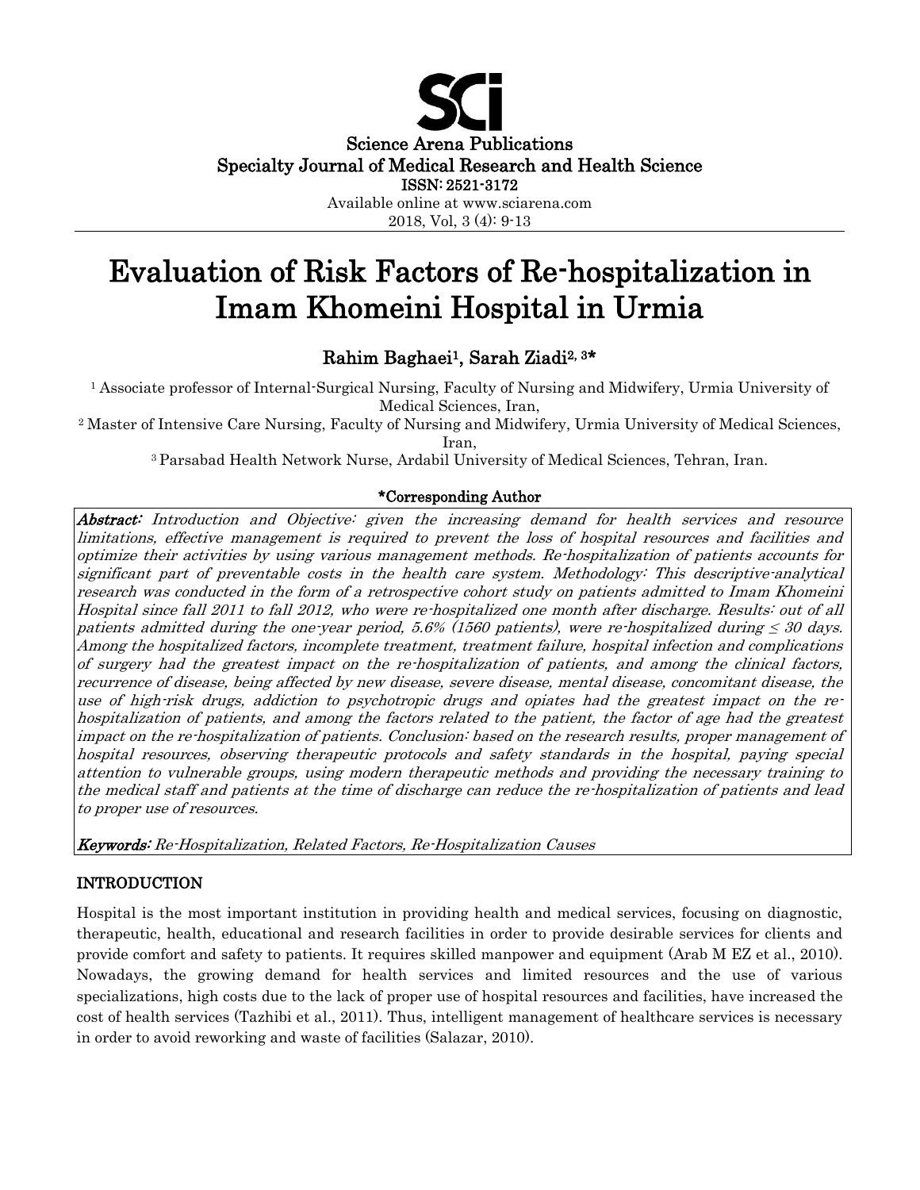Science Arena Publications
Specialty Journal of Medical Research and Health Science
ISSN: 2521-3172
Available online at www.sciarena.com
2018, Vol, 3 (4): 9-13

# Evaluation of Risk Factors of Re-hospitalization in Imam Khomeini Hospital in Urmia

**Rahim Baghaei[1], Sarah Ziadi[2, 3]***

[1] Associate professor of Internal-Surgical Nursing, Faculty of Nursing and Midwifery, Urmia University of Medical Sciences, Iran,

[2] Master of Intensive Care Nursing, Faculty of Nursing and Midwifery, Urmia University of Medical Sciences, Iran,

[3] Parsabad Health Network Nurse, Ardabil University of Medical Sciences, Tehran, Iran.

**\*Corresponding Author**

***Abstract:*** *Introduction and Objective: given the increasing demand for health services and resource limitations, effective management is required to prevent the loss of hospital resources and facilities and optimize their activities by using various management methods. Re-hospitalization of patients accounts for significant part of preventable costs in the health care system. Methodology: This descriptive-analytical research was conducted in the form of a retrospective cohort study on patients admitted to Imam Khomeini Hospital since fall 2011 to fall 2012, who were re-hospitalized one month after discharge. Results: out of all patients admitted during the one-year period, 5.6% (1560 patients), were re-hospitalized during ≤ 30 days. Among the hospitalized factors, incomplete treatment, treatment failure, hospital infection and complications of surgery had the greatest impact on the re-hospitalization of patients, and among the clinical factors, recurrence of disease, being affected by new disease, severe disease, mental disease, concomitant disease, the use of high-risk drugs, addiction to psychotropic drugs and opiates had the greatest impact on the re-hospitalization of patients, and among the factors related to the patient, the factor of age had the greatest impact on the re-hospitalization of patients. Conclusion: based on the research results, proper management of hospital resources, observing therapeutic protocols and safety standards in the hospital, paying special attention to vulnerable groups, using modern therapeutic methods and providing the necessary training to the medical staff and patients at the time of discharge can reduce the re-hospitalization of patients and lead to proper use of resources.*

***Keywords:*** *Re-Hospitalization, Related Factors, Re-Hospitalization Causes*

## INTRODUCTION

Hospital is the most important institution in providing health and medical services, focusing on diagnostic, therapeutic, health, educational and research facilities in order to provide desirable services for clients and provide comfort and safety to patients. It requires skilled manpower and equipment (Arab M EZ et al., 2010). Nowadays, the growing demand for health services and limited resources and the use of various specializations, high costs due to the lack of proper use of hospital resources and facilities, have increased the cost of health services (Tazhibi et al., 2011). Thus, intelligent management of healthcare services is necessary in order to avoid reworking and waste of facilities (Salazar, 2010).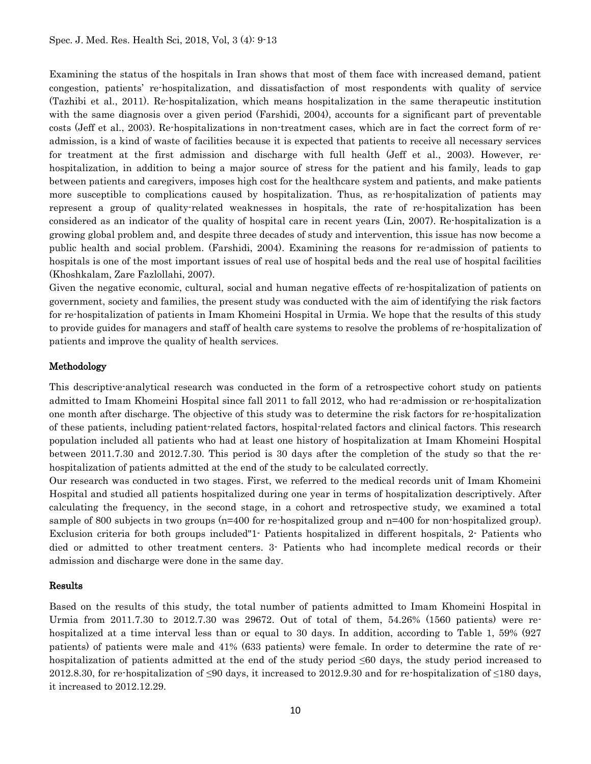Examining the status of the hospitals in Iran shows that most of them face with increased demand, patient congestion, patients' re-hospitalization, and dissatisfaction of most respondents with quality of service (Tazhibi et al., 2011). Re-hospitalization, which means hospitalization in the same therapeutic institution with the same diagnosis over a given period (Farshidi, 2004), accounts for a significant part of preventable costs (Jeff et al., 2003). Re-hospitalizations in non-treatment cases, which are in fact the correct form of re-admission, is a kind of waste of facilities because it is expected that patients to receive all necessary services for treatment at the first admission and discharge with full health (Jeff et al., 2003). However, re-hospitalization, in addition to being a major source of stress for the patient and his family, leads to gap between patients and caregivers, imposes high cost for the healthcare system and patients, and make patients more susceptible to complications caused by hospitalization. Thus, as re-hospitalization of patients may represent a group of quality-related weaknesses in hospitals, the rate of re-hospitalization has been considered as an indicator of the quality of hospital care in recent years (Lin, 2007). Re-hospitalization is a growing global problem and, and despite three decades of study and intervention, this issue has now become a public health and social problem. (Farshidi, 2004). Examining the reasons for re-admission of patients to hospitals is one of the most important issues of real use of hospital beds and the real use of hospital facilities (Khoshkalam, Zare Fazlollahi, 2007).

Given the negative economic, cultural, social and human negative effects of re-hospitalization of patients on government, society and families, the present study was conducted with the aim of identifying the risk factors for re-hospitalization of patients in Imam Khomeini Hospital in Urmia. We hope that the results of this study to provide guides for managers and staff of health care systems to resolve the problems of re-hospitalization of patients and improve the quality of health services.

## Methodology

This descriptive-analytical research was conducted in the form of a retrospective cohort study on patients admitted to Imam Khomeini Hospital since fall 2011 to fall 2012, who had re-admission or re-hospitalization one month after discharge. The objective of this study was to determine the risk factors for re-hospitalization of these patients, including patient-related factors, hospital-related factors and clinical factors. This research population included all patients who had at least one history of hospitalization at Imam Khomeini Hospital between 2011.7.30 and 2012.7.30. This period is 30 days after the completion of the study so that the re-hospitalization of patients admitted at the end of the study to be calculated correctly.

Our research was conducted in two stages. First, we referred to the medical records unit of Imam Khomeini Hospital and studied all patients hospitalized during one year in terms of hospitalization descriptively. After calculating the frequency, in the second stage, in a cohort and retrospective study, we examined a total sample of 800 subjects in two groups (n=400 for re-hospitalized group and n=400 for non-hospitalized group). Exclusion criteria for both groups included"1- Patients hospitalized in different hospitals, 2- Patients who died or admitted to other treatment centers. 3- Patients who had incomplete medical records or their admission and discharge were done in the same day.

## Results

Based on the results of this study, the total number of patients admitted to Imam Khomeini Hospital in Urmia from 2011.7.30 to 2012.7.30 was 29672. Out of total of them, 54.26% (1560 patients) were re-hospitalized at a time interval less than or equal to 30 days. In addition, according to Table 1, 59% (927 patients) of patients were male and 41% (633 patients) were female. In order to determine the rate of re-hospitalization of patients admitted at the end of the study period ≤60 days, the study period increased to 2012.8.30, for re-hospitalization of ≤90 days, it increased to 2012.9.30 and for re-hospitalization of ≤180 days, it increased to 2012.12.29.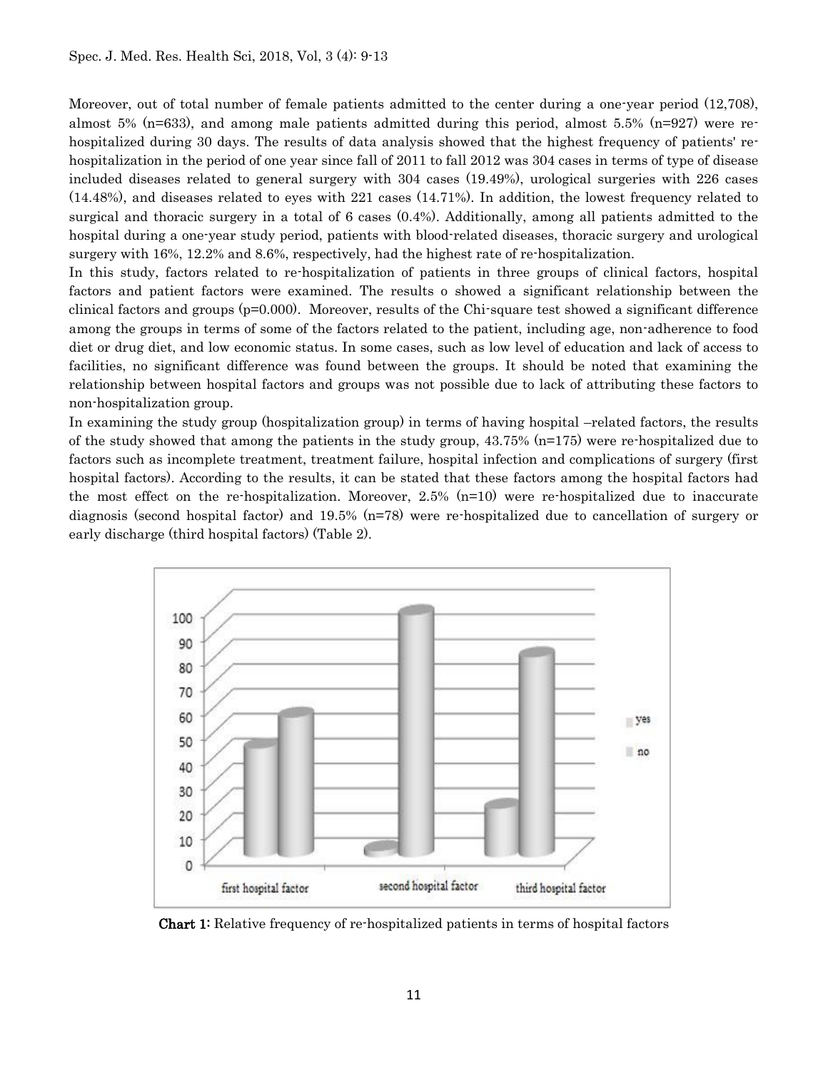Moreover, out of total number of female patients admitted to the center during a one-year period (12,708), almost 5% (n=633), and among male patients admitted during this period, almost 5.5% (n=927) were re-hospitalized during 30 days. The results of data analysis showed that the highest frequency of patients' re-hospitalization in the period of one year since fall of 2011 to fall 2012 was 304 cases in terms of type of disease included diseases related to general surgery with 304 cases (19.49%), urological surgeries with 226 cases (14.48%), and diseases related to eyes with 221 cases (14.71%). In addition, the lowest frequency related to surgical and thoracic surgery in a total of 6 cases (0.4%). Additionally, among all patients admitted to the hospital during a one-year study period, patients with blood-related diseases, thoracic surgery and urological surgery with 16%, 12.2% and 8.6%, respectively, had the highest rate of re-hospitalization.

In this study, factors related to re-hospitalization of patients in three groups of clinical factors, hospital factors and patient factors were examined. The results o showed a significant relationship between the clinical factors and groups (p=0.000). Moreover, results of the Chi-square test showed a significant difference among the groups in terms of some of the factors related to the patient, including age, non-adherence to food diet or drug diet, and low economic status. In some cases, such as low level of education and lack of access to facilities, no significant difference was found between the groups. It should be noted that examining the relationship between hospital factors and groups was not possible due to lack of attributing these factors to non-hospitalization group.

In examining the study group (hospitalization group) in terms of having hospital –related factors, the results of the study showed that among the patients in the study group, 43.75% (n=175) were re-hospitalized due to factors such as incomplete treatment, treatment failure, hospital infection and complications of surgery (first hospital factors). According to the results, it can be stated that these factors among the hospital factors had the most effect on the re-hospitalization. Moreover, 2.5% (n=10) were re-hospitalized due to inaccurate diagnosis (second hospital factor) and 19.5% (n=78) were re-hospitalized due to cancellation of surgery or early discharge (third hospital factors) (Table 2).

**Chart 1:** Relative frequency of re-hospitalized patients in terms of hospital factors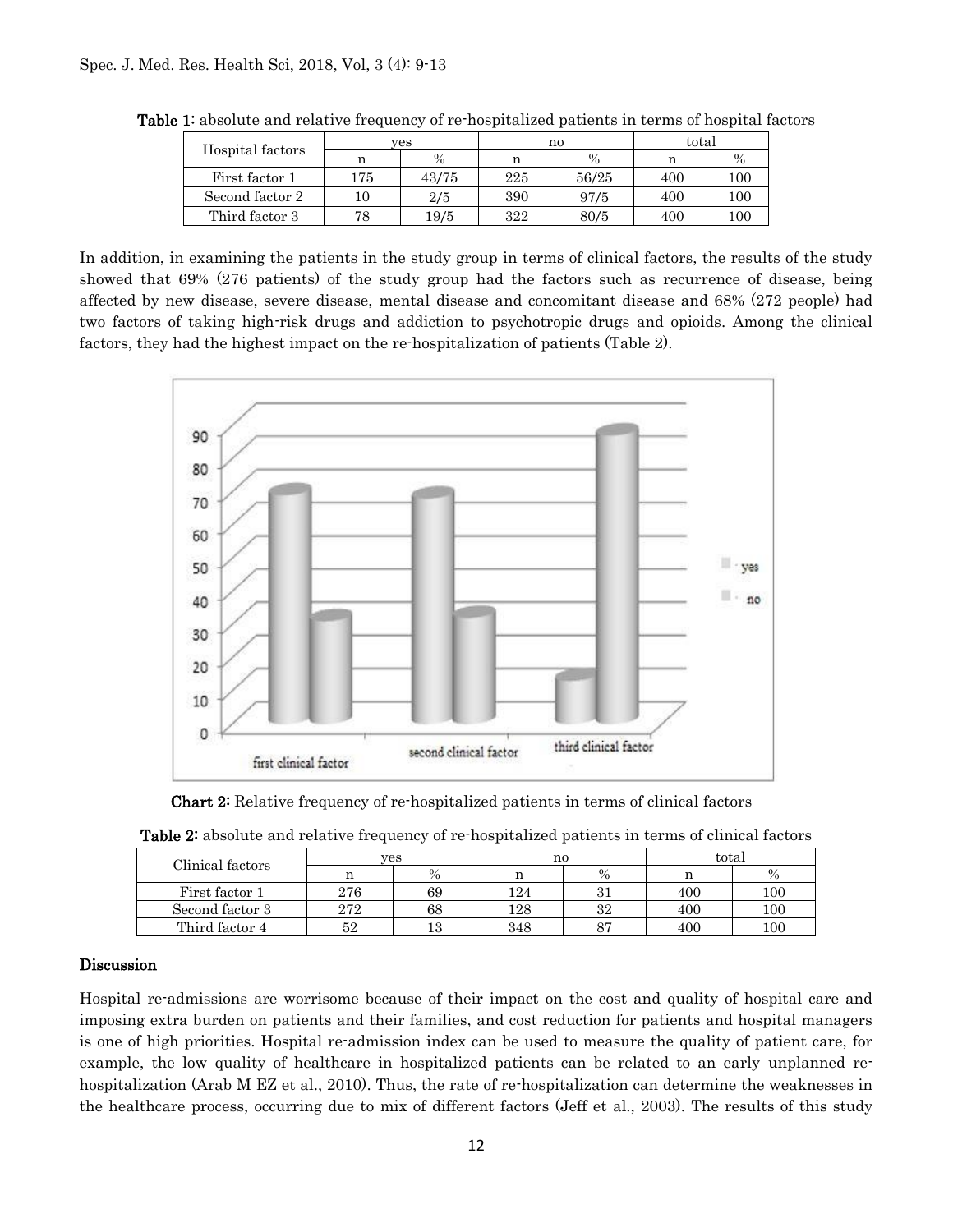**Table 1:** absolute and relative frequency of re-hospitalized patients in terms of hospital factors

| Hospital factors | yes | | no | | total | |
|---|---|---|---|---|---|---|
| | n | % | n | % | n | % |
| First factor 1 | 175 | 43/75 | 225 | 56/25 | 400 | 100 |
| Second factor 2 | 10 | 2/5 | 390 | 97/5 | 400 | 100 |
| Third factor 3 | 78 | 19/5 | 322 | 80/5 | 400 | 100 |

In addition, in examining the patients in the study group in terms of clinical factors, the results of the study showed that 69% (276 patients) of the study group had the factors such as recurrence of disease, being affected by new disease, severe disease, mental disease and concomitant disease and 68% (272 people) had two factors of taking high-risk drugs and addiction to psychotropic drugs and opioids. Among the clinical factors, they had the highest impact on the re-hospitalization of patients (Table 2).

**Chart 2:** Relative frequency of re-hospitalized patients in terms of clinical factors

**Table 2:** absolute and relative frequency of re-hospitalized patients in terms of clinical factors

| Clinical factors | yes | | no | | total | |
|---|---|---|---|---|---|---|
| | n | % | n | % | n | % |
| First factor 1 | 276 | 69 | 124 | 31 | 400 | 100 |
| Second factor 3 | 272 | 68 | 128 | 32 | 400 | 100 |
| Third factor 4 | 52 | 13 | 348 | 87 | 400 | 100 |

## Discussion

Hospital re-admissions are worrisome because of their impact on the cost and quality of hospital care and imposing extra burden on patients and their families, and cost reduction for patients and hospital managers is one of high priorities. Hospital re-admission index can be used to measure the quality of patient care, for example, the low quality of healthcare in hospitalized patients can be related to an early unplanned re-hospitalization (Arab M EZ et al., 2010). Thus, the rate of re-hospitalization can determine the weaknesses in the healthcare process, occurring due to mix of different factors (Jeff et al., 2003). The results of this study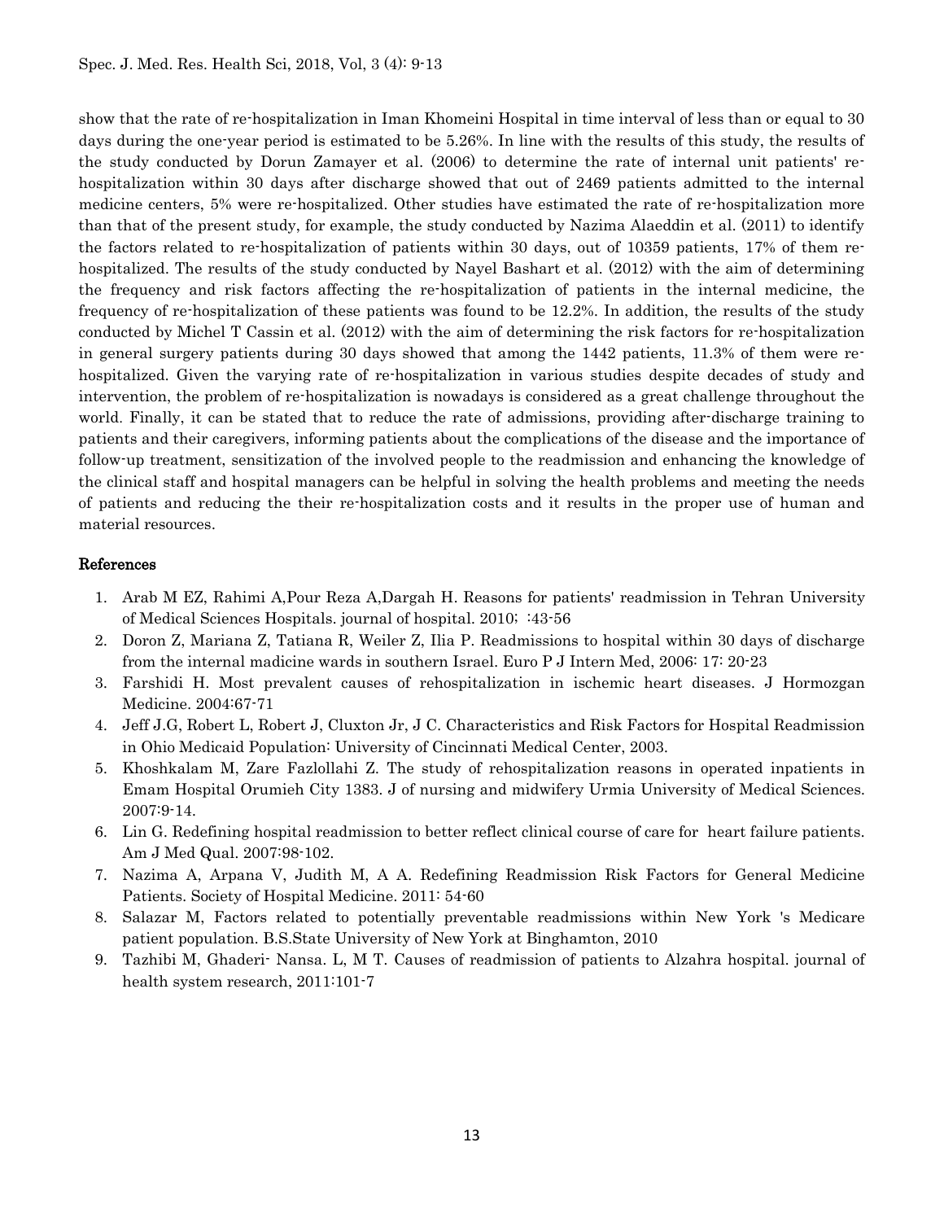show that the rate of re-hospitalization in Iman Khomeini Hospital in time interval of less than or equal to 30 days during the one-year period is estimated to be 5.26%. In line with the results of this study, the results of the study conducted by Dorun Zamayer et al. (2006) to determine the rate of internal unit patients' re-hospitalization within 30 days after discharge showed that out of 2469 patients admitted to the internal medicine centers, 5% were re-hospitalized. Other studies have estimated the rate of re-hospitalization more than that of the present study, for example, the study conducted by Nazima Alaeddin et al. (2011) to identify the factors related to re-hospitalization of patients within 30 days, out of 10359 patients, 17% of them re-hospitalized. The results of the study conducted by Nayel Bashart et al. (2012) with the aim of determining the frequency and risk factors affecting the re-hospitalization of patients in the internal medicine, the frequency of re-hospitalization of these patients was found to be 12.2%. In addition, the results of the study conducted by Michel T Cassin et al. (2012) with the aim of determining the risk factors for re-hospitalization in general surgery patients during 30 days showed that among the 1442 patients, 11.3% of them were re-hospitalized. Given the varying rate of re-hospitalization in various studies despite decades of study and intervention, the problem of re-hospitalization is nowadays is considered as a great challenge throughout the world. Finally, it can be stated that to reduce the rate of admissions, providing after-discharge training to patients and their caregivers, informing patients about the complications of the disease and the importance of follow-up treatment, sensitization of the involved people to the readmission and enhancing the knowledge of the clinical staff and hospital managers can be helpful in solving the health problems and meeting the needs of patients and reducing the their re-hospitalization costs and it results in the proper use of human and material resources.

## References

1. Arab M EZ, Rahimi A,Pour Reza A,Dargah H. Reasons for patients' readmission in Tehran University of Medical Sciences Hospitals. journal of hospital. 2010; :43-56
2. Doron Z, Mariana Z, Tatiana R, Weiler Z, Ilia P. Readmissions to hospital within 30 days of discharge from the internal madicine wards in southern Israel. Euro P J Intern Med, 2006: 17: 20-23
3. Farshidi H. Most prevalent causes of rehospitalization in ischemic heart diseases. J Hormozgan Medicine. 2004:67-71
4. Jeff J.G, Robert L, Robert J, Cluxton Jr, J C. Characteristics and Risk Factors for Hospital Readmission in Ohio Medicaid Population: University of Cincinnati Medical Center, 2003.
5. Khoshkalam M, Zare Fazlollahi Z. The study of rehospitalization reasons in operated inpatients in Emam Hospital Orumieh City 1383. J of nursing and midwifery Urmia University of Medical Sciences. 2007:9-14.
6. Lin G. Redefining hospital readmission to better reflect clinical course of care for heart failure patients. Am J Med Qual. 2007:98-102.
7. Nazima A, Arpana V, Judith M, A A. Redefining Readmission Risk Factors for General Medicine Patients. Society of Hospital Medicine. 2011: 54-60
8. Salazar M, Factors related to potentially preventable readmissions within New York 's Medicare patient population. B.S.State University of New York at Binghamton, 2010
9. Tazhibi M, Ghaderi- Nansa. L, M T. Causes of readmission of patients to Alzahra hospital. journal of health system research, 2011:101-7